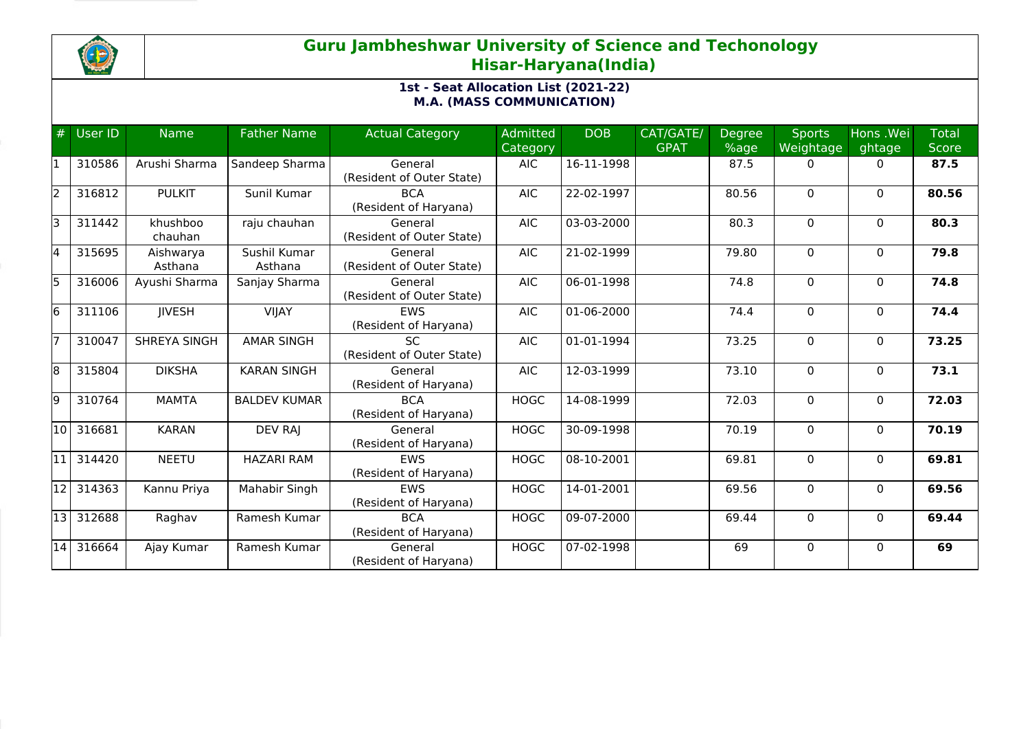# Guru Jambheshwar University of Science and Techonology
## Hisar-Haryana(India)

### 1st - Seat Allocation List (2021-22)
### M.A. (MASS COMMUNICATION)

| # | User ID | Name | Father Name | Actual Category | Admitted Category | DOB | CAT/GATE/GPAT | Degree %age | Sports Weightage | Hons .Weightage | Total Score |
|---|---|---|---|---|---|---|---|---|---|---|---|
| 1 | 310586 | Arushi Sharma | Sandeep Sharma | General (Resident of Outer State) | AIC | 16-11-1998 | | 87.5 | 0 | 0 | **87.5** |
| 2 | 316812 | PULKIT | Sunil Kumar | BCA (Resident of Haryana) | AIC | 22-02-1997 | | 80.56 | 0 | 0 | **80.56** |
| 3 | 311442 | khushboo chauhan | raju chauhan | General (Resident of Outer State) | AIC | 03-03-2000 | | 80.3 | 0 | 0 | **80.3** |
| 4 | 315695 | Aishwarya Asthana | Sushil Kumar Asthana | General (Resident of Outer State) | AIC | 21-02-1999 | | 79.80 | 0 | 0 | **79.8** |
| 5 | 316006 | Ayushi Sharma | Sanjay Sharma | General (Resident of Outer State) | AIC | 06-01-1998 | | 74.8 | 0 | 0 | **74.8** |
| 6 | 311106 | JIVESH | VIJAY | EWS (Resident of Haryana) | AIC | 01-06-2000 | | 74.4 | 0 | 0 | **74.4** |
| 7 | 310047 | SHREYA SINGH | AMAR SINGH | SC (Resident of Outer State) | AIC | 01-01-1994 | | 73.25 | 0 | 0 | **73.25** |
| 8 | 315804 | DIKSHA | KARAN SINGH | General (Resident of Haryana) | AIC | 12-03-1999 | | 73.10 | 0 | 0 | **73.1** |
| 9 | 310764 | MAMTA | BALDEV KUMAR | BCA (Resident of Haryana) | HOGC | 14-08-1999 | | 72.03 | 0 | 0 | **72.03** |
| 10 | 316681 | KARAN | DEV RAJ | General (Resident of Haryana) | HOGC | 30-09-1998 | | 70.19 | 0 | 0 | **70.19** |
| 11 | 314420 | NEETU | HAZARI RAM | EWS (Resident of Haryana) | HOGC | 08-10-2001 | | 69.81 | 0 | 0 | **69.81** |
| 12 | 314363 | Kannu Priya | Mahabir Singh | EWS (Resident of Haryana) | HOGC | 14-01-2001 | | 69.56 | 0 | 0 | **69.56** |
| 13 | 312688 | Raghav | Ramesh Kumar | BCA (Resident of Haryana) | HOGC | 09-07-2000 | | 69.44 | 0 | 0 | **69.44** |
| 14 | 316664 | Ajay Kumar | Ramesh Kumar | General (Resident of Haryana) | HOGC | 07-02-1998 | | 69 | 0 | 0 | **69** |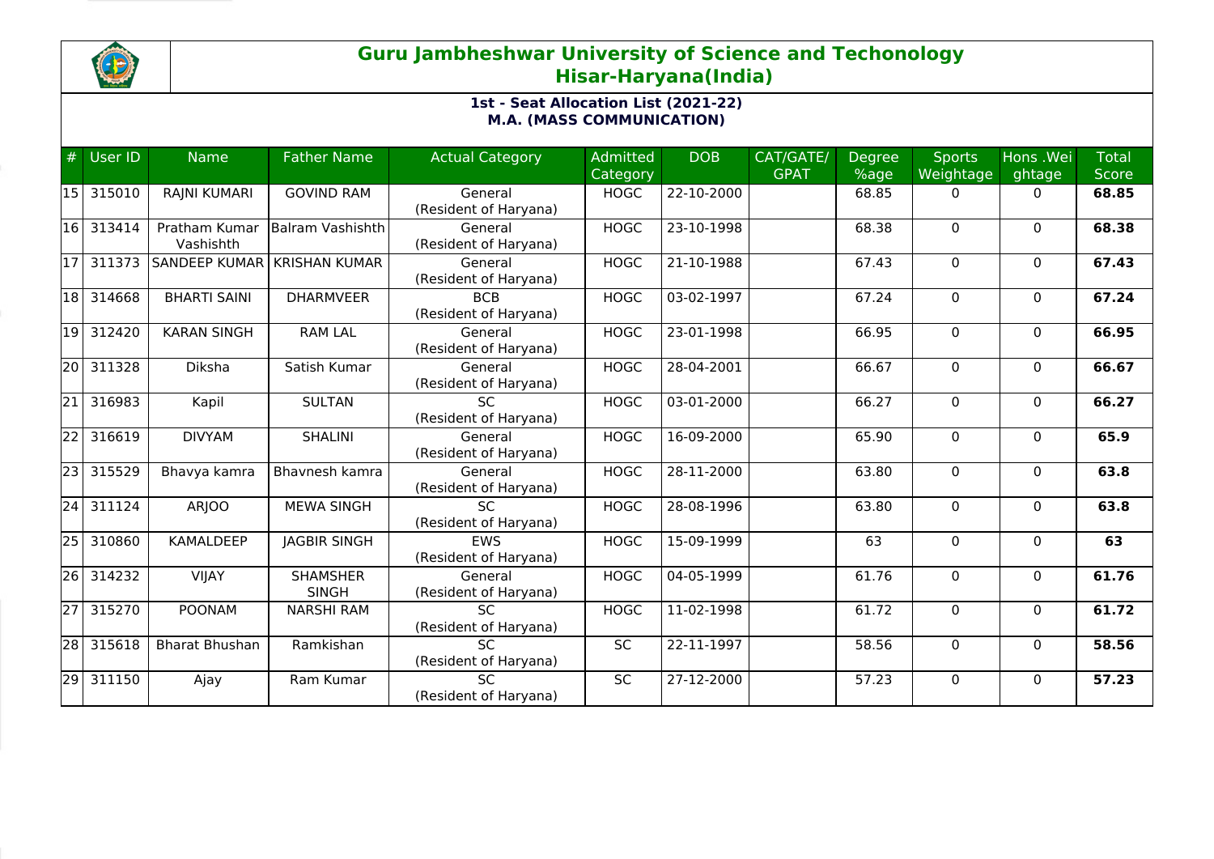# Guru Jambheshwar University of Science and Techonology
## Hisar-Haryana(India)

### 1st - Seat Allocation List (2021-22)
### M.A. (MASS COMMUNICATION)

| # | User ID | Name | Father Name | Actual Category | Admitted Category | DOB | CAT/GATE/ GPAT | Degree %age | Sports Weightage | Hons .Weightage | Total Score |
|---|---|---|---|---|---|---|---|---|---|---|---|
| 15 | 315010 | RAJNI KUMARI | GOVIND RAM | General (Resident of Haryana) | HOGC | 22-10-2000 | | 68.85 | 0 | 0 | **68.85** |
| 16 | 313414 | Pratham Kumar Vashishth | Balram Vashishth | General (Resident of Haryana) | HOGC | 23-10-1998 | | 68.38 | 0 | 0 | **68.38** |
| 17 | 311373 | SANDEEP KUMAR | KRISHAN KUMAR | General (Resident of Haryana) | HOGC | 21-10-1988 | | 67.43 | 0 | 0 | **67.43** |
| 18 | 314668 | BHARTI SAINI | DHARMVEER | BCB (Resident of Haryana) | HOGC | 03-02-1997 | | 67.24 | 0 | 0 | **67.24** |
| 19 | 312420 | KARAN SINGH | RAM LAL | General (Resident of Haryana) | HOGC | 23-01-1998 | | 66.95 | 0 | 0 | **66.95** |
| 20 | 311328 | Diksha | Satish Kumar | General (Resident of Haryana) | HOGC | 28-04-2001 | | 66.67 | 0 | 0 | **66.67** |
| 21 | 316983 | Kapil | SULTAN | SC (Resident of Haryana) | HOGC | 03-01-2000 | | 66.27 | 0 | 0 | **66.27** |
| 22 | 316619 | DIVYAM | SHALINI | General (Resident of Haryana) | HOGC | 16-09-2000 | | 65.90 | 0 | 0 | **65.9** |
| 23 | 315529 | Bhavya kamra | Bhavnesh kamra | General (Resident of Haryana) | HOGC | 28-11-2000 | | 63.80 | 0 | 0 | **63.8** |
| 24 | 311124 | ARJOO | MEWA SINGH | SC (Resident of Haryana) | HOGC | 28-08-1996 | | 63.80 | 0 | 0 | **63.8** |
| 25 | 310860 | KAMALDEEP | JAGBIR SINGH | EWS (Resident of Haryana) | HOGC | 15-09-1999 | | 63 | 0 | 0 | **63** |
| 26 | 314232 | VIJAY | SHAMSHER SINGH | General (Resident of Haryana) | HOGC | 04-05-1999 | | 61.76 | 0 | 0 | **61.76** |
| 27 | 315270 | POONAM | NARSHI RAM | SC (Resident of Haryana) | HOGC | 11-02-1998 | | 61.72 | 0 | 0 | **61.72** |
| 28 | 315618 | Bharat Bhushan | Ramkishan | SC (Resident of Haryana) | SC | 22-11-1997 | | 58.56 | 0 | 0 | **58.56** |
| 29 | 311150 | Ajay | Ram Kumar | SC (Resident of Haryana) | SC | 27-12-2000 | | 57.23 | 0 | 0 | **57.23** |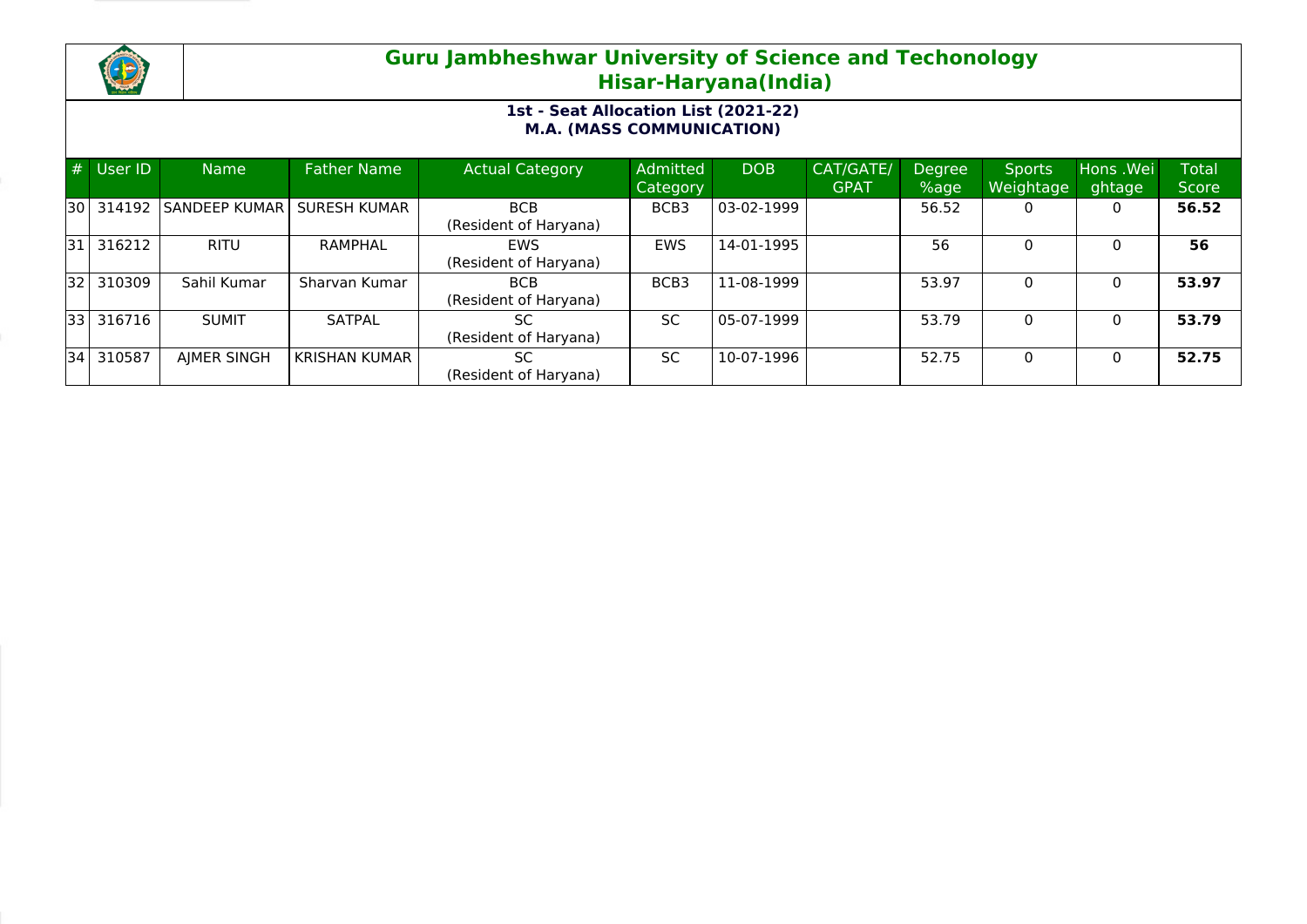## Guru Jambheshwar University of Science and Techonology
## Hisar-Haryana(India)

**1st - Seat Allocation List (2021-22)**
**M.A. (MASS COMMUNICATION)**

| # | User ID | Name | Father Name | Actual Category | Admitted Category | DOB | CAT/GATE/ GPAT | Degree %age | Sports Weightage | Hons .Weightage | Total Score |
|---|---|---|---|---|---|---|---|---|---|---|---|
| 30 | 314192 | SANDEEP KUMAR | SURESH KUMAR | BCB (Resident of Haryana) | BCB3 | 03-02-1999 | | 56.52 | 0 | 0 | **56.52** |
| 31 | 316212 | RITU | RAMPHAL | EWS (Resident of Haryana) | EWS | 14-01-1995 | | 56 | 0 | 0 | **56** |
| 32 | 310309 | Sahil Kumar | Sharvan Kumar | BCB (Resident of Haryana) | BCB3 | 11-08-1999 | | 53.97 | 0 | 0 | **53.97** |
| 33 | 316716 | SUMIT | SATPAL | SC (Resident of Haryana) | SC | 05-07-1999 | | 53.79 | 0 | 0 | **53.79** |
| 34 | 310587 | AJMER SINGH | KRISHAN KUMAR | SC (Resident of Haryana) | SC | 10-07-1996 | | 52.75 | 0 | 0 | **52.75** |